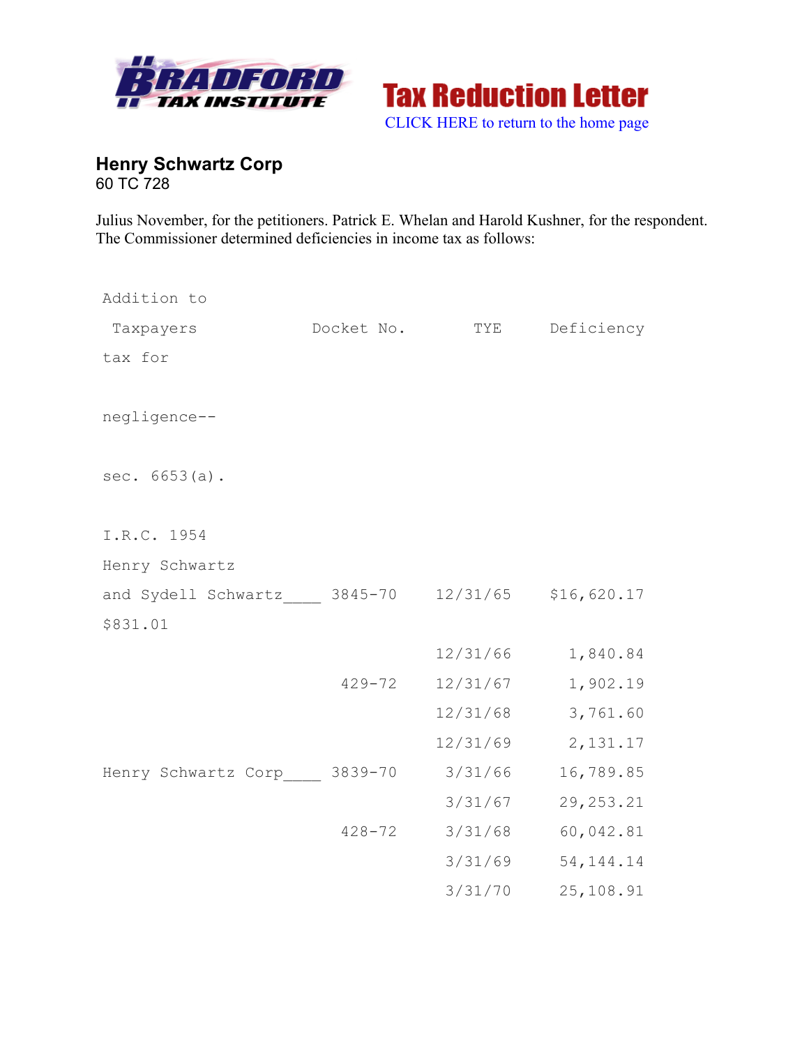Tax Reduction Letter

CLICK HERE to return to the home page

## Henry Schwartz Corp

60 TC 728

Julius November, for the petitioners. Patrick E. Whelan and Harold Kushner, for the respondent. The Commissioner determined deficiencies in income tax as follows:

| Taxpayers | Docket No. | TYE | Deficiency | Addition to tax for negligence-- sec. 6653(a). I.R.C. 1954 |
|---|---|---|---|---|
| Henry Schwartz and Sydell Schwartz____ | 3845-70 | 12/31/65 | $16,620.17 | $831.01 |
| | | 12/31/66 | 1,840.84 | |
| | 429-72 | 12/31/67 | 1,902.19 | |
| | | 12/31/68 | 3,761.60 | |
| | | 12/31/69 | 2,131.17 | |
| Henry Schwartz Corp____ | 3839-70 | 3/31/66 | 16,789.85 | |
| | | 3/31/67 | 29,253.21 | |
| | 428-72 | 3/31/68 | 60,042.81 | |
| | | 3/31/69 | 54,144.14 | |
| | | 3/31/70 | 25,108.91 | |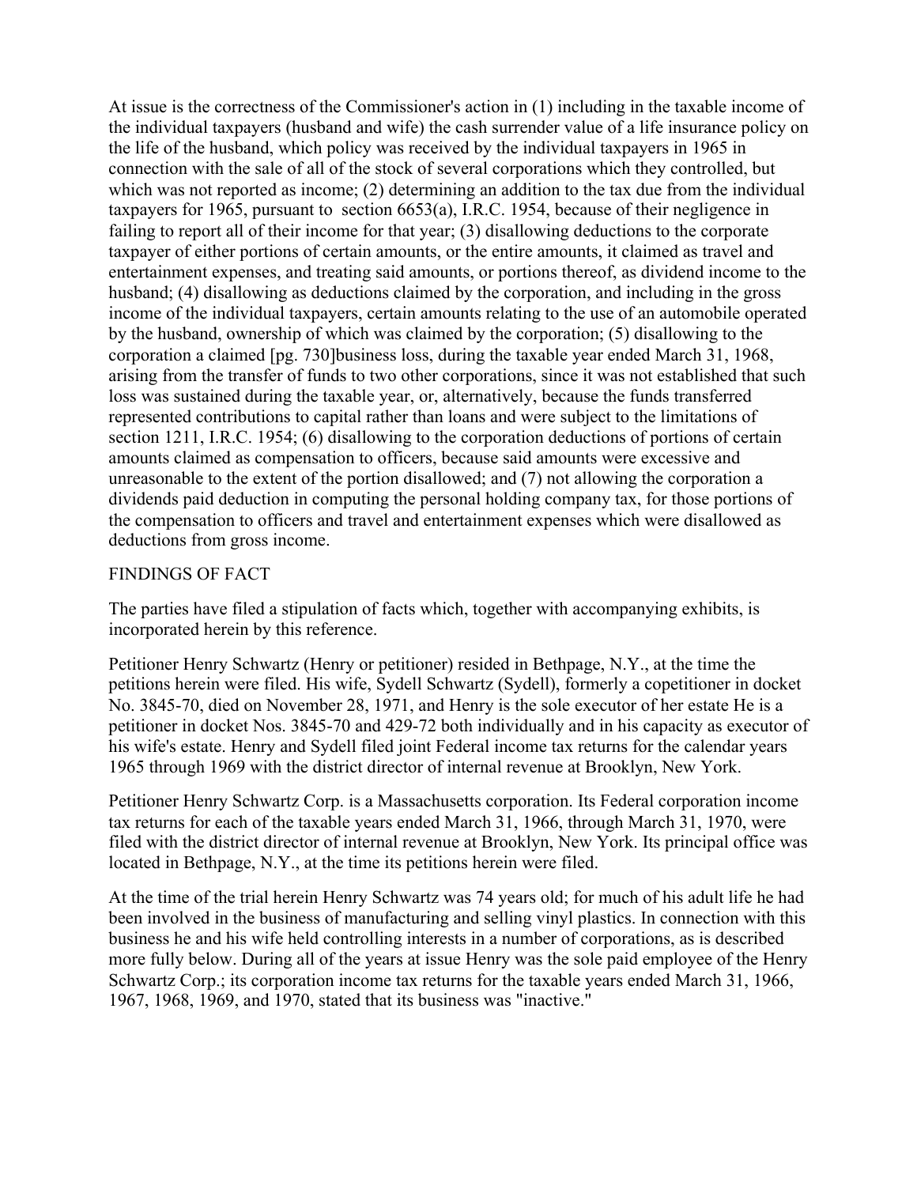At issue is the correctness of the Commissioner's action in (1) including in the taxable income of the individual taxpayers (husband and wife) the cash surrender value of a life insurance policy on the life of the husband, which policy was received by the individual taxpayers in 1965 in connection with the sale of all of the stock of several corporations which they controlled, but which was not reported as income; (2) determining an addition to the tax due from the individual taxpayers for 1965, pursuant to section 6653(a), I.R.C. 1954, because of their negligence in failing to report all of their income for that year; (3) disallowing deductions to the corporate taxpayer of either portions of certain amounts, or the entire amounts, it claimed as travel and entertainment expenses, and treating said amounts, or portions thereof, as dividend income to the husband; (4) disallowing as deductions claimed by the corporation, and including in the gross income of the individual taxpayers, certain amounts relating to the use of an automobile operated by the husband, ownership of which was claimed by the corporation; (5) disallowing to the corporation a claimed [pg. 730]business loss, during the taxable year ended March 31, 1968, arising from the transfer of funds to two other corporations, since it was not established that such loss was sustained during the taxable year, or, alternatively, because the funds transferred represented contributions to capital rather than loans and were subject to the limitations of section 1211, I.R.C. 1954; (6) disallowing to the corporation deductions of portions of certain amounts claimed as compensation to officers, because said amounts were excessive and unreasonable to the extent of the portion disallowed; and (7) not allowing the corporation a dividends paid deduction in computing the personal holding company tax, for those portions of the compensation to officers and travel and entertainment expenses which were disallowed as deductions from gross income.

## FINDINGS OF FACT

The parties have filed a stipulation of facts which, together with accompanying exhibits, is incorporated herein by this reference.

Petitioner Henry Schwartz (Henry or petitioner) resided in Bethpage, N.Y., at the time the petitions herein were filed. His wife, Sydell Schwartz (Sydell), formerly a copetitioner in docket No. 3845-70, died on November 28, 1971, and Henry is the sole executor of her estate He is a petitioner in docket Nos. 3845-70 and 429-72 both individually and in his capacity as executor of his wife's estate. Henry and Sydell filed joint Federal income tax returns for the calendar years 1965 through 1969 with the district director of internal revenue at Brooklyn, New York.

Petitioner Henry Schwartz Corp. is a Massachusetts corporation. Its Federal corporation income tax returns for each of the taxable years ended March 31, 1966, through March 31, 1970, were filed with the district director of internal revenue at Brooklyn, New York. Its principal office was located in Bethpage, N.Y., at the time its petitions herein were filed.

At the time of the trial herein Henry Schwartz was 74 years old; for much of his adult life he had been involved in the business of manufacturing and selling vinyl plastics. In connection with this business he and his wife held controlling interests in a number of corporations, as is described more fully below. During all of the years at issue Henry was the sole paid employee of the Henry Schwartz Corp.; its corporation income tax returns for the taxable years ended March 31, 1966, 1967, 1968, 1969, and 1970, stated that its business was "inactive."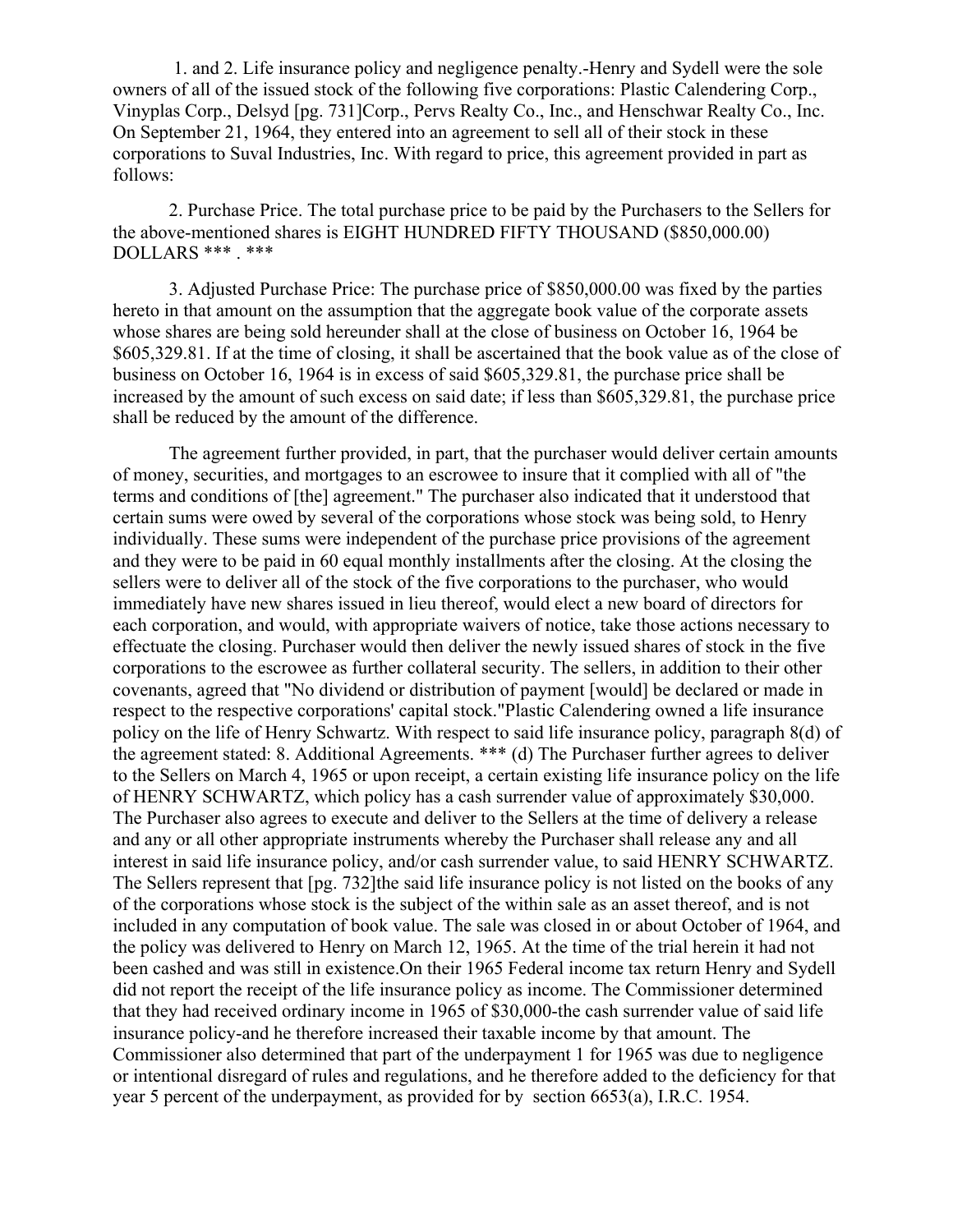1. and 2. Life insurance policy and negligence penalty.-Henry and Sydell were the sole owners of all of the issued stock of the following five corporations: Plastic Calendering Corp., Vinyplas Corp., Delsyd [pg. 731]Corp., Pervs Realty Co., Inc., and Henschwar Realty Co., Inc. On September 21, 1964, they entered into an agreement to sell all of their stock in these corporations to Suval Industries, Inc. With regard to price, this agreement provided in part as follows:

2. Purchase Price. The total purchase price to be paid by the Purchasers to the Sellers for the above-mentioned shares is EIGHT HUNDRED FIFTY THOUSAND ($850,000.00) DOLLARS *** . ***

3. Adjusted Purchase Price: The purchase price of $850,000.00 was fixed by the parties hereto in that amount on the assumption that the aggregate book value of the corporate assets whose shares are being sold hereunder shall at the close of business on October 16, 1964 be $605,329.81. If at the time of closing, it shall be ascertained that the book value as of the close of business on October 16, 1964 is in excess of said $605,329.81, the purchase price shall be increased by the amount of such excess on said date; if less than $605,329.81, the purchase price shall be reduced by the amount of the difference.

The agreement further provided, in part, that the purchaser would deliver certain amounts of money, securities, and mortgages to an escrowee to insure that it complied with all of "the terms and conditions of [the] agreement." The purchaser also indicated that it understood that certain sums were owed by several of the corporations whose stock was being sold, to Henry individually. These sums were independent of the purchase price provisions of the agreement and they were to be paid in 60 equal monthly installments after the closing. At the closing the sellers were to deliver all of the stock of the five corporations to the purchaser, who would immediately have new shares issued in lieu thereof, would elect a new board of directors for each corporation, and would, with appropriate waivers of notice, take those actions necessary to effectuate the closing. Purchaser would then deliver the newly issued shares of stock in the five corporations to the escrowee as further collateral security. The sellers, in addition to their other covenants, agreed that "No dividend or distribution of payment [would] be declared or made in respect to the respective corporations' capital stock."Plastic Calendering owned a life insurance policy on the life of Henry Schwartz. With respect to said life insurance policy, paragraph 8(d) of the agreement stated: 8. Additional Agreements. *** (d) The Purchaser further agrees to deliver to the Sellers on March 4, 1965 or upon receipt, a certain existing life insurance policy on the life of HENRY SCHWARTZ, which policy has a cash surrender value of approximately $30,000. The Purchaser also agrees to execute and deliver to the Sellers at the time of delivery a release and any or all other appropriate instruments whereby the Purchaser shall release any and all interest in said life insurance policy, and/or cash surrender value, to said HENRY SCHWARTZ. The Sellers represent that [pg. 732]the said life insurance policy is not listed on the books of any of the corporations whose stock is the subject of the within sale as an asset thereof, and is not included in any computation of book value. The sale was closed in or about October of 1964, and the policy was delivered to Henry on March 12, 1965. At the time of the trial herein it had not been cashed and was still in existence.On their 1965 Federal income tax return Henry and Sydell did not report the receipt of the life insurance policy as income. The Commissioner determined that they had received ordinary income in 1965 of $30,000-the cash surrender value of said life insurance policy-and he therefore increased their taxable income by that amount. The Commissioner also determined that part of the underpayment 1 for 1965 was due to negligence or intentional disregard of rules and regulations, and he therefore added to the deficiency for that year 5 percent of the underpayment, as provided for by section 6653(a), I.R.C. 1954.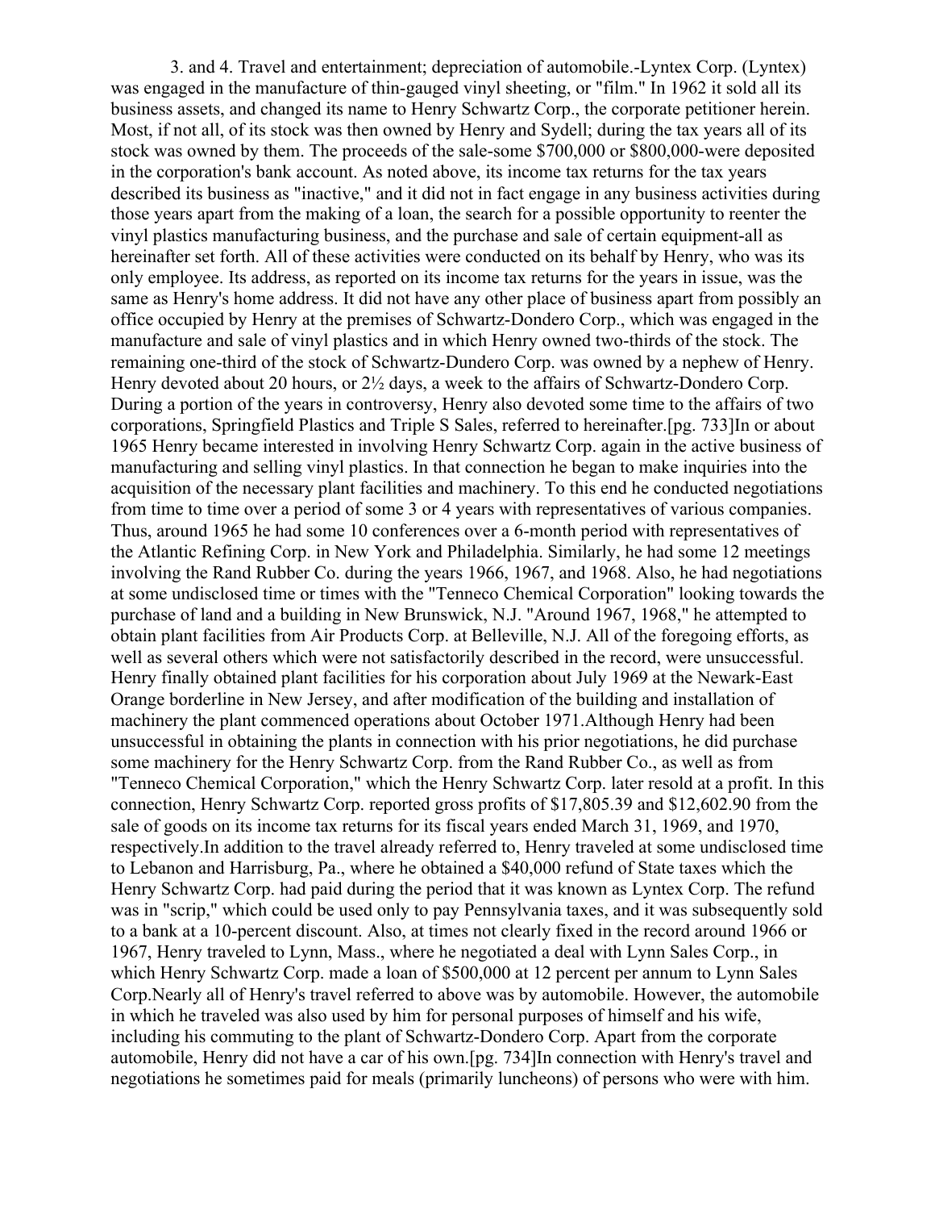3. and 4. Travel and entertainment; depreciation of automobile.-Lyntex Corp. (Lyntex) was engaged in the manufacture of thin-gauged vinyl sheeting, or "film." In 1962 it sold all its business assets, and changed its name to Henry Schwartz Corp., the corporate petitioner herein. Most, if not all, of its stock was then owned by Henry and Sydell; during the tax years all of its stock was owned by them. The proceeds of the sale-some $700,000 or $800,000-were deposited in the corporation's bank account. As noted above, its income tax returns for the tax years described its business as "inactive," and it did not in fact engage in any business activities during those years apart from the making of a loan, the search for a possible opportunity to reenter the vinyl plastics manufacturing business, and the purchase and sale of certain equipment-all as hereinafter set forth. All of these activities were conducted on its behalf by Henry, who was its only employee. Its address, as reported on its income tax returns for the years in issue, was the same as Henry's home address. It did not have any other place of business apart from possibly an office occupied by Henry at the premises of Schwartz-Dondero Corp., which was engaged in the manufacture and sale of vinyl plastics and in which Henry owned two-thirds of the stock. The remaining one-third of the stock of Schwartz-Dundero Corp. was owned by a nephew of Henry. Henry devoted about 20 hours, or 2½ days, a week to the affairs of Schwartz-Dondero Corp. During a portion of the years in controversy, Henry also devoted some time to the affairs of two corporations, Springfield Plastics and Triple S Sales, referred to hereinafter.[pg. 733]In or about 1965 Henry became interested in involving Henry Schwartz Corp. again in the active business of manufacturing and selling vinyl plastics. In that connection he began to make inquiries into the acquisition of the necessary plant facilities and machinery. To this end he conducted negotiations from time to time over a period of some 3 or 4 years with representatives of various companies. Thus, around 1965 he had some 10 conferences over a 6-month period with representatives of the Atlantic Refining Corp. in New York and Philadelphia. Similarly, he had some 12 meetings involving the Rand Rubber Co. during the years 1966, 1967, and 1968. Also, he had negotiations at some undisclosed time or times with the "Tenneco Chemical Corporation" looking towards the purchase of land and a building in New Brunswick, N.J. "Around 1967, 1968," he attempted to obtain plant facilities from Air Products Corp. at Belleville, N.J. All of the foregoing efforts, as well as several others which were not satisfactorily described in the record, were unsuccessful. Henry finally obtained plant facilities for his corporation about July 1969 at the Newark-East Orange borderline in New Jersey, and after modification of the building and installation of machinery the plant commenced operations about October 1971.Although Henry had been unsuccessful in obtaining the plants in connection with his prior negotiations, he did purchase some machinery for the Henry Schwartz Corp. from the Rand Rubber Co., as well as from "Tenneco Chemical Corporation," which the Henry Schwartz Corp. later resold at a profit. In this connection, Henry Schwartz Corp. reported gross profits of $17,805.39 and $12,602.90 from the sale of goods on its income tax returns for its fiscal years ended March 31, 1969, and 1970, respectively.In addition to the travel already referred to, Henry traveled at some undisclosed time to Lebanon and Harrisburg, Pa., where he obtained a $40,000 refund of State taxes which the Henry Schwartz Corp. had paid during the period that it was known as Lyntex Corp. The refund was in "scrip," which could be used only to pay Pennsylvania taxes, and it was subsequently sold to a bank at a 10-percent discount. Also, at times not clearly fixed in the record around 1966 or 1967, Henry traveled to Lynn, Mass., where he negotiated a deal with Lynn Sales Corp., in which Henry Schwartz Corp. made a loan of $500,000 at 12 percent per annum to Lynn Sales Corp.Nearly all of Henry's travel referred to above was by automobile. However, the automobile in which he traveled was also used by him for personal purposes of himself and his wife, including his commuting to the plant of Schwartz-Dondero Corp. Apart from the corporate automobile, Henry did not have a car of his own.[pg. 734]In connection with Henry's travel and negotiations he sometimes paid for meals (primarily luncheons) of persons who were with him.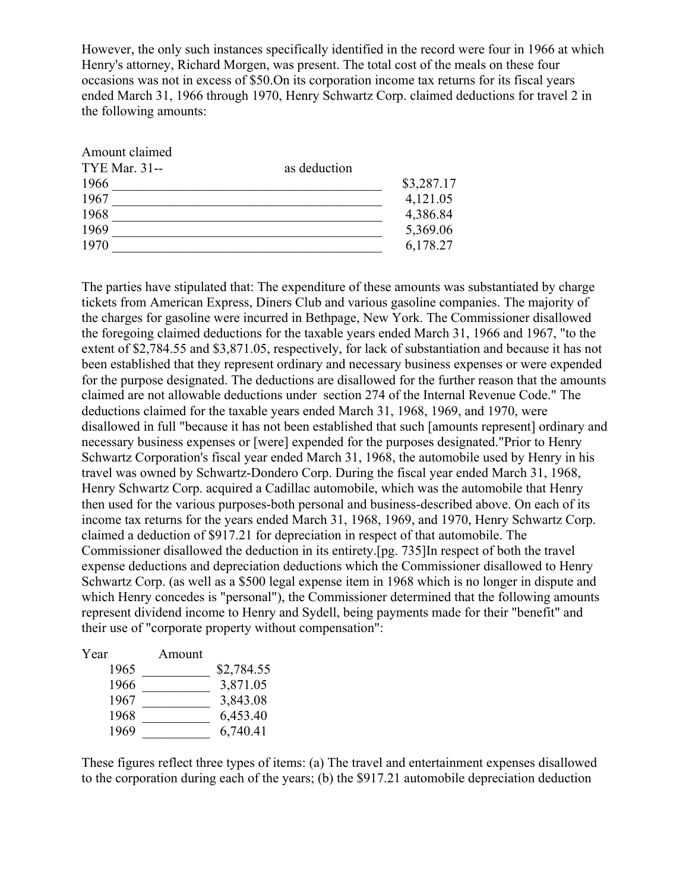However, the only such instances specifically identified in the record were four in 1966 at which Henry's attorney, Richard Morgen, was present. The total cost of the meals on these four occasions was not in excess of $50.On its corporation income tax returns for its fiscal years ended March 31, 1966 through 1970, Henry Schwartz Corp. claimed deductions for travel 2 in the following amounts:

| TYE Mar. 31-- | Amount claimed as deduction |
|---|---|
| 1966 | $3,287.17 |
| 1967 | 4,121.05 |
| 1968 | 4,386.84 |
| 1969 | 5,369.06 |
| 1970 | 6,178.27 |

The parties have stipulated that: The expenditure of these amounts was substantiated by charge tickets from American Express, Diners Club and various gasoline companies. The majority of the charges for gasoline were incurred in Bethpage, New York. The Commissioner disallowed the foregoing claimed deductions for the taxable years ended March 31, 1966 and 1967, "to the extent of $2,784.55 and $3,871.05, respectively, for lack of substantiation and because it has not been established that they represent ordinary and necessary business expenses or were expended for the purpose designated. The deductions are disallowed for the further reason that the amounts claimed are not allowable deductions under section 274 of the Internal Revenue Code." The deductions claimed for the taxable years ended March 31, 1968, 1969, and 1970, were disallowed in full "because it has not been established that such [amounts represent] ordinary and necessary business expenses or [were] expended for the purposes designated."Prior to Henry Schwartz Corporation's fiscal year ended March 31, 1968, the automobile used by Henry in his travel was owned by Schwartz-Dondero Corp. During the fiscal year ended March 31, 1968, Henry Schwartz Corp. acquired a Cadillac automobile, which was the automobile that Henry then used for the various purposes-both personal and business-described above. On each of its income tax returns for the years ended March 31, 1968, 1969, and 1970, Henry Schwartz Corp. claimed a deduction of $917.21 for depreciation in respect of that automobile. The Commissioner disallowed the deduction in its entirety.[pg. 735]In respect of both the travel expense deductions and depreciation deductions which the Commissioner disallowed to Henry Schwartz Corp. (as well as a $500 legal expense item in 1968 which is no longer in dispute and which Henry concedes is "personal"), the Commissioner determined that the following amounts represent dividend income to Henry and Sydell, being payments made for their "benefit" and their use of "corporate property without compensation":

| Year | Amount |
|---|---|
| 1965 | $2,784.55 |
| 1966 | 3,871.05 |
| 1967 | 3,843.08 |
| 1968 | 6,453.40 |
| 1969 | 6,740.41 |

These figures reflect three types of items: (a) The travel and entertainment expenses disallowed to the corporation during each of the years; (b) the $917.21 automobile depreciation deduction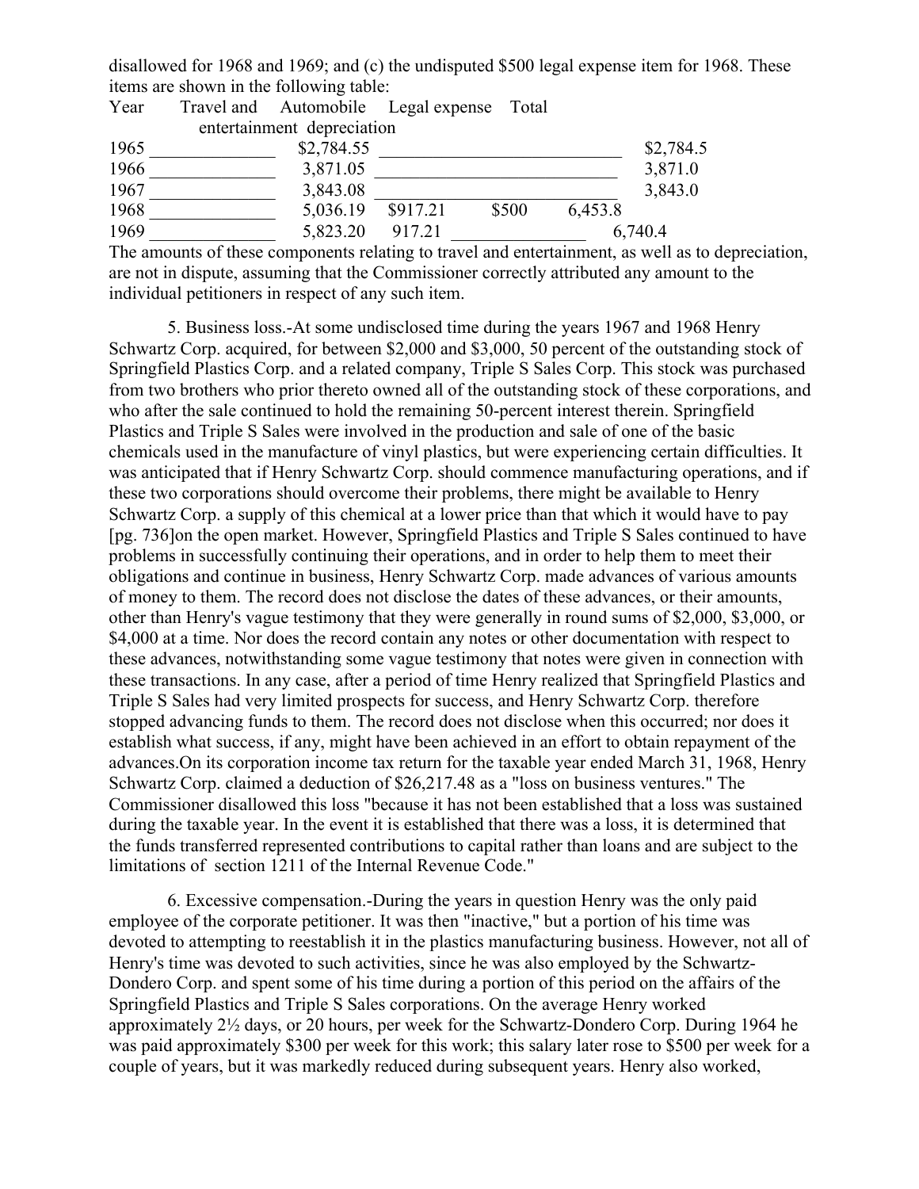disallowed for 1968 and 1969; and (c) the undisputed $500 legal expense item for 1968. These items are shown in the following table:

| Year | Travel and entertainment | Automobile depreciation | Legal expense | Total |
|---|---|---|---|---|
| 1965 | $2,784.55 | | | $2,784.5 |
| 1966 | 3,871.05 | | | 3,871.0 |
| 1967 | 3,843.08 | | | 3,843.0 |
| 1968 | 5,036.19 | $917.21 | $500 | 6,453.8 |
| 1969 | 5,823.20 | 917.21 | | 6,740.4 |

The amounts of these components relating to travel and entertainment, as well as to depreciation, are not in dispute, assuming that the Commissioner correctly attributed any amount to the individual petitioners in respect of any such item.

5. Business loss.-At some undisclosed time during the years 1967 and 1968 Henry Schwartz Corp. acquired, for between $2,000 and $3,000, 50 percent of the outstanding stock of Springfield Plastics Corp. and a related company, Triple S Sales Corp. This stock was purchased from two brothers who prior thereto owned all of the outstanding stock of these corporations, and who after the sale continued to hold the remaining 50-percent interest therein. Springfield Plastics and Triple S Sales were involved in the production and sale of one of the basic chemicals used in the manufacture of vinyl plastics, but were experiencing certain difficulties. It was anticipated that if Henry Schwartz Corp. should commence manufacturing operations, and if these two corporations should overcome their problems, there might be available to Henry Schwartz Corp. a supply of this chemical at a lower price than that which it would have to pay [pg. 736]on the open market. However, Springfield Plastics and Triple S Sales continued to have problems in successfully continuing their operations, and in order to help them to meet their obligations and continue in business, Henry Schwartz Corp. made advances of various amounts of money to them. The record does not disclose the dates of these advances, or their amounts, other than Henry's vague testimony that they were generally in round sums of $2,000, $3,000, or $4,000 at a time. Nor does the record contain any notes or other documentation with respect to these advances, notwithstanding some vague testimony that notes were given in connection with these transactions. In any case, after a period of time Henry realized that Springfield Plastics and Triple S Sales had very limited prospects for success, and Henry Schwartz Corp. therefore stopped advancing funds to them. The record does not disclose when this occurred; nor does it establish what success, if any, might have been achieved in an effort to obtain repayment of the advances.On its corporation income tax return for the taxable year ended March 31, 1968, Henry Schwartz Corp. claimed a deduction of $26,217.48 as a "loss on business ventures." The Commissioner disallowed this loss "because it has not been established that a loss was sustained during the taxable year. In the event it is established that there was a loss, it is determined that the funds transferred represented contributions to capital rather than loans and are subject to the limitations of section 1211 of the Internal Revenue Code."

6. Excessive compensation.-During the years in question Henry was the only paid employee of the corporate petitioner. It was then "inactive," but a portion of his time was devoted to attempting to reestablish it in the plastics manufacturing business. However, not all of Henry's time was devoted to such activities, since he was also employed by the Schwartz-Dondero Corp. and spent some of his time during a portion of this period on the affairs of the Springfield Plastics and Triple S Sales corporations. On the average Henry worked approximately 2½ days, or 20 hours, per week for the Schwartz-Dondero Corp. During 1964 he was paid approximately $300 per week for this work; this salary later rose to $500 per week for a couple of years, but it was markedly reduced during subsequent years. Henry also worked,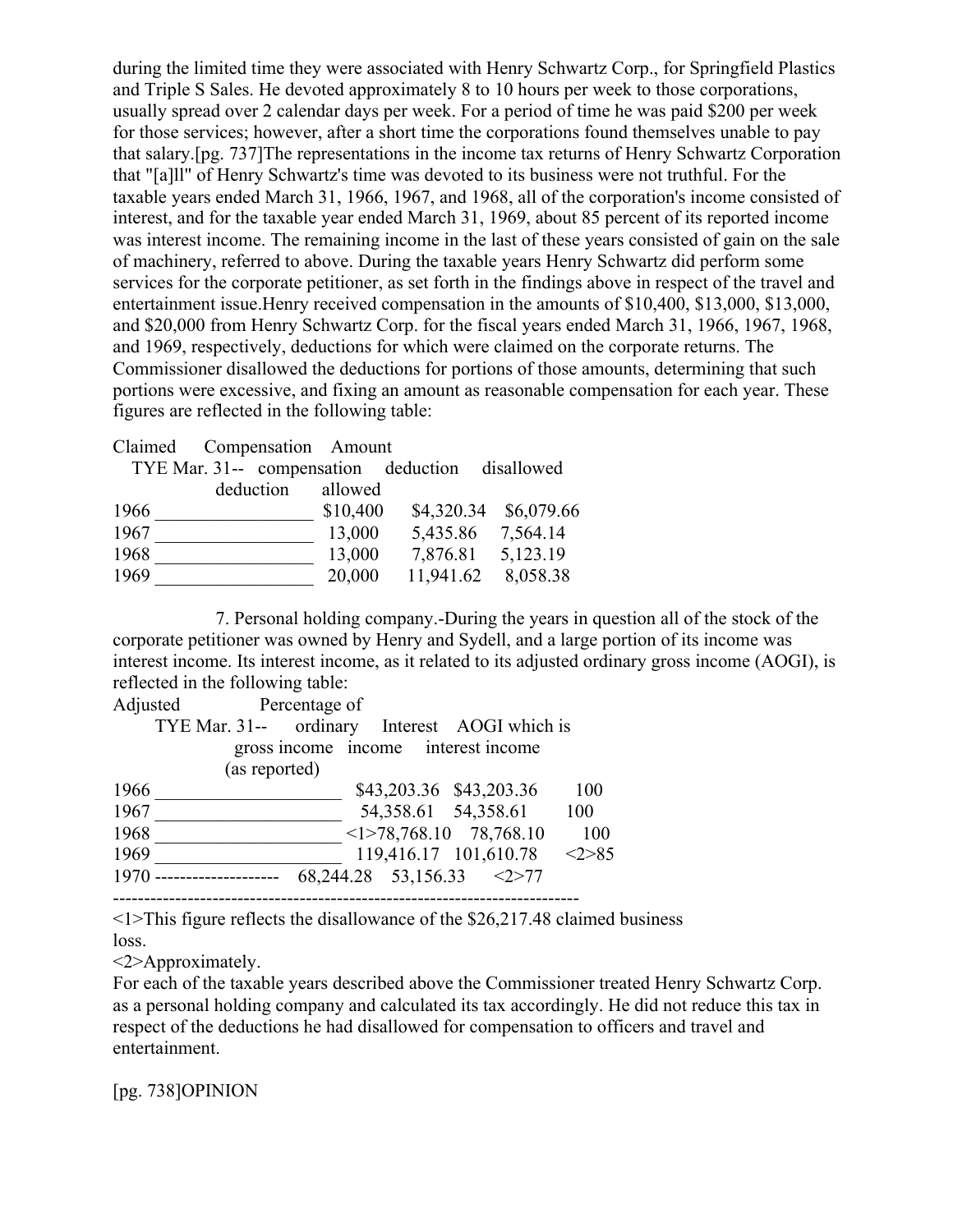during the limited time they were associated with Henry Schwartz Corp., for Springfield Plastics and Triple S Sales. He devoted approximately 8 to 10 hours per week to those corporations, usually spread over 2 calendar days per week. For a period of time he was paid $200 per week for those services; however, after a short time the corporations found themselves unable to pay that salary.[pg. 737]The representations in the income tax returns of Henry Schwartz Corporation that "[a]ll" of Henry Schwartz's time was devoted to its business were not truthful. For the taxable years ended March 31, 1966, 1967, and 1968, all of the corporation's income consisted of interest, and for the taxable year ended March 31, 1969, about 85 percent of its reported income was interest income. The remaining income in the last of these years consisted of gain on the sale of machinery, referred to above. During the taxable years Henry Schwartz did perform some services for the corporate petitioner, as set forth in the findings above in respect of the travel and entertainment issue.Henry received compensation in the amounts of $10,400, $13,000, $13,000, and $20,000 from Henry Schwartz Corp. for the fiscal years ended March 31, 1966, 1967, 1968, and 1969, respectively, deductions for which were claimed on the corporate returns. The Commissioner disallowed the deductions for portions of those amounts, determining that such portions were excessive, and fixing an amount as reasonable compensation for each year. These figures are reflected in the following table:

| TYE Mar. 31-- | Claimed compensation deduction | Compensation deduction allowed | Amount disallowed |
|---|---|---|---|
| 1966 | $10,400 | $4,320.34 | $6,079.66 |
| 1967 | 13,000 | 5,435.86 | 7,564.14 |
| 1968 | 13,000 | 7,876.81 | 5,123.19 |
| 1969 | 20,000 | 11,941.62 | 8,058.38 |

7. Personal holding company.-During the years in question all of the stock of the corporate petitioner was owned by Henry and Sydell, and a large portion of its income was interest income. Its interest income, as it related to its adjusted ordinary gross income (AOGI), is reflected in the following table:

| TYE Mar. 31-- | Adjusted ordinary gross income (as reported) | Interest income | Percentage of AOGI which is interest income |
|---|---|---|---|
| 1966 | $43,203.36 | $43,203.36 | 100 |
| 1967 | 54,358.61 | 54,358.61 | 100 |
| 1968 | [1]78,768.10 | 78,768.10 | 100 |
| 1969 | 119,416.17 | 101,610.78 | [2]85 |
| 1970 | 68,244.28 | 53,156.33 | [2]77 |

[1]This figure reflects the disallowance of the $26,217.48 claimed business loss.

[2]Approximately.

For each of the taxable years described above the Commissioner treated Henry Schwartz Corp. as a personal holding company and calculated its tax accordingly. He did not reduce this tax in respect of the deductions he had disallowed for compensation to officers and travel and entertainment.

[pg. 738]OPINION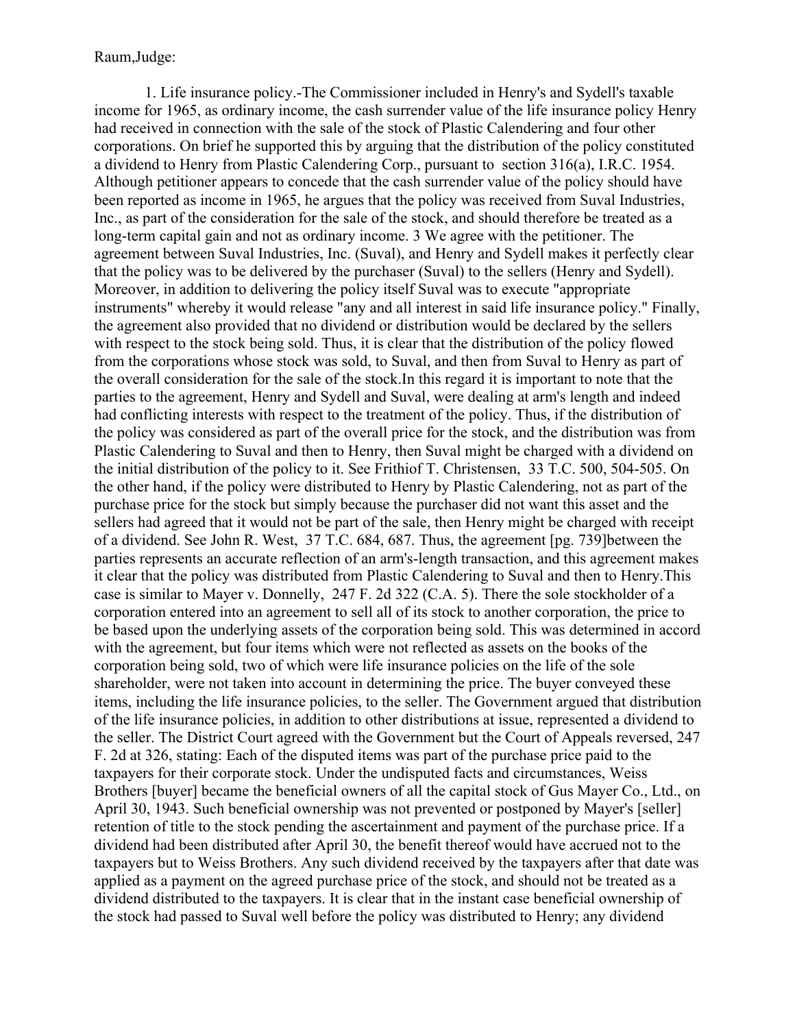Raum,Judge:

1. Life insurance policy.-The Commissioner included in Henry's and Sydell's taxable income for 1965, as ordinary income, the cash surrender value of the life insurance policy Henry had received in connection with the sale of the stock of Plastic Calendering and four other corporations. On brief he supported this by arguing that the distribution of the policy constituted a dividend to Henry from Plastic Calendering Corp., pursuant to section 316(a), I.R.C. 1954. Although petitioner appears to concede that the cash surrender value of the policy should have been reported as income in 1965, he argues that the policy was received from Suval Industries, Inc., as part of the consideration for the sale of the stock, and should therefore be treated as a long-term capital gain and not as ordinary income. 3 We agree with the petitioner. The agreement between Suval Industries, Inc. (Suval), and Henry and Sydell makes it perfectly clear that the policy was to be delivered by the purchaser (Suval) to the sellers (Henry and Sydell). Moreover, in addition to delivering the policy itself Suval was to execute "appropriate instruments" whereby it would release "any and all interest in said life insurance policy." Finally, the agreement also provided that no dividend or distribution would be declared by the sellers with respect to the stock being sold. Thus, it is clear that the distribution of the policy flowed from the corporations whose stock was sold, to Suval, and then from Suval to Henry as part of the overall consideration for the sale of the stock.In this regard it is important to note that the parties to the agreement, Henry and Sydell and Suval, were dealing at arm's length and indeed had conflicting interests with respect to the treatment of the policy. Thus, if the distribution of the policy was considered as part of the overall price for the stock, and the distribution was from Plastic Calendering to Suval and then to Henry, then Suval might be charged with a dividend on the initial distribution of the policy to it. See Frithiof T. Christensen, 33 T.C. 500, 504-505. On the other hand, if the policy were distributed to Henry by Plastic Calendering, not as part of the purchase price for the stock but simply because the purchaser did not want this asset and the sellers had agreed that it would not be part of the sale, then Henry might be charged with receipt of a dividend. See John R. West, 37 T.C. 684, 687. Thus, the agreement [pg. 739]between the parties represents an accurate reflection of an arm's-length transaction, and this agreement makes it clear that the policy was distributed from Plastic Calendering to Suval and then to Henry.This case is similar to Mayer v. Donnelly, 247 F. 2d 322 (C.A. 5). There the sole stockholder of a corporation entered into an agreement to sell all of its stock to another corporation, the price to be based upon the underlying assets of the corporation being sold. This was determined in accord with the agreement, but four items which were not reflected as assets on the books of the corporation being sold, two of which were life insurance policies on the life of the sole shareholder, were not taken into account in determining the price. The buyer conveyed these items, including the life insurance policies, to the seller. The Government argued that distribution of the life insurance policies, in addition to other distributions at issue, represented a dividend to the seller. The District Court agreed with the Government but the Court of Appeals reversed, 247 F. 2d at 326, stating: Each of the disputed items was part of the purchase price paid to the taxpayers for their corporate stock. Under the undisputed facts and circumstances, Weiss Brothers [buyer] became the beneficial owners of all the capital stock of Gus Mayer Co., Ltd., on April 30, 1943. Such beneficial ownership was not prevented or postponed by Mayer's [seller] retention of title to the stock pending the ascertainment and payment of the purchase price. If a dividend had been distributed after April 30, the benefit thereof would have accrued not to the taxpayers but to Weiss Brothers. Any such dividend received by the taxpayers after that date was applied as a payment on the agreed purchase price of the stock, and should not be treated as a dividend distributed to the taxpayers. It is clear that in the instant case beneficial ownership of the stock had passed to Suval well before the policy was distributed to Henry; any dividend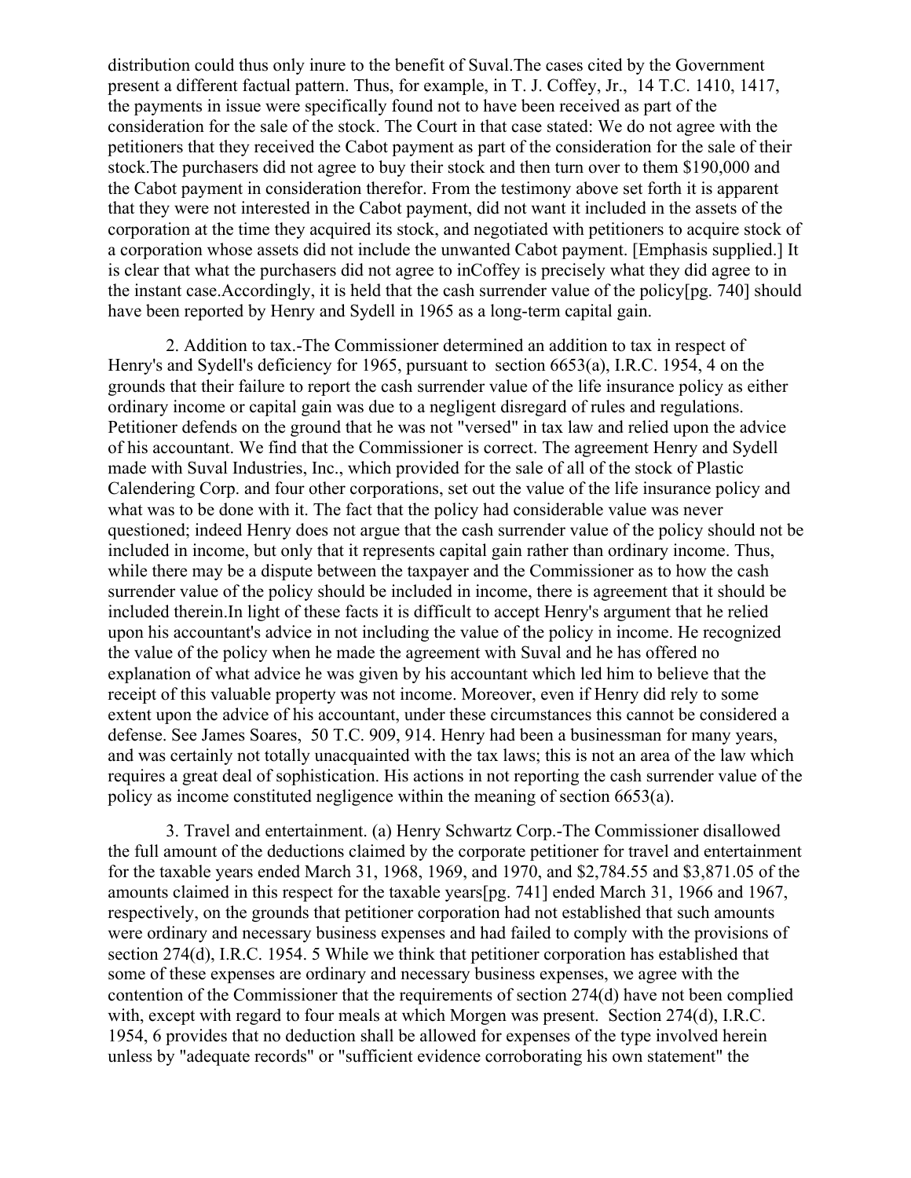distribution could thus only inure to the benefit of Suval.The cases cited by the Government present a different factual pattern. Thus, for example, in T. J. Coffey, Jr., 14 T.C. 1410, 1417, the payments in issue were specifically found not to have been received as part of the consideration for the sale of the stock. The Court in that case stated: We do not agree with the petitioners that they received the Cabot payment as part of the consideration for the sale of their stock.The purchasers did not agree to buy their stock and then turn over to them $190,000 and the Cabot payment in consideration therefor. From the testimony above set forth it is apparent that they were not interested in the Cabot payment, did not want it included in the assets of the corporation at the time they acquired its stock, and negotiated with petitioners to acquire stock of a corporation whose assets did not include the unwanted Cabot payment. [Emphasis supplied.] It is clear that what the purchasers did not agree to inCoffey is precisely what they did agree to in the instant case.Accordingly, it is held that the cash surrender value of the policy[pg. 740] should have been reported by Henry and Sydell in 1965 as a long-term capital gain.

2. Addition to tax.-The Commissioner determined an addition to tax in respect of Henry's and Sydell's deficiency for 1965, pursuant to section 6653(a), I.R.C. 1954, 4 on the grounds that their failure to report the cash surrender value of the life insurance policy as either ordinary income or capital gain was due to a negligent disregard of rules and regulations. Petitioner defends on the ground that he was not "versed" in tax law and relied upon the advice of his accountant. We find that the Commissioner is correct. The agreement Henry and Sydell made with Suval Industries, Inc., which provided for the sale of all of the stock of Plastic Calendering Corp. and four other corporations, set out the value of the life insurance policy and what was to be done with it. The fact that the policy had considerable value was never questioned; indeed Henry does not argue that the cash surrender value of the policy should not be included in income, but only that it represents capital gain rather than ordinary income. Thus, while there may be a dispute between the taxpayer and the Commissioner as to how the cash surrender value of the policy should be included in income, there is agreement that it should be included therein.In light of these facts it is difficult to accept Henry's argument that he relied upon his accountant's advice in not including the value of the policy in income. He recognized the value of the policy when he made the agreement with Suval and he has offered no explanation of what advice he was given by his accountant which led him to believe that the receipt of this valuable property was not income. Moreover, even if Henry did rely to some extent upon the advice of his accountant, under these circumstances this cannot be considered a defense. See James Soares, 50 T.C. 909, 914. Henry had been a businessman for many years, and was certainly not totally unacquainted with the tax laws; this is not an area of the law which requires a great deal of sophistication. His actions in not reporting the cash surrender value of the policy as income constituted negligence within the meaning of section 6653(a).

3. Travel and entertainment. (a) Henry Schwartz Corp.-The Commissioner disallowed the full amount of the deductions claimed by the corporate petitioner for travel and entertainment for the taxable years ended March 31, 1968, 1969, and 1970, and $2,784.55 and $3,871.05 of the amounts claimed in this respect for the taxable years[pg. 741] ended March 31, 1966 and 1967, respectively, on the grounds that petitioner corporation had not established that such amounts were ordinary and necessary business expenses and had failed to comply with the provisions of section 274(d), I.R.C. 1954. 5 While we think that petitioner corporation has established that some of these expenses are ordinary and necessary business expenses, we agree with the contention of the Commissioner that the requirements of section 274(d) have not been complied with, except with regard to four meals at which Morgen was present. Section 274(d), I.R.C. 1954, 6 provides that no deduction shall be allowed for expenses of the type involved herein unless by "adequate records" or "sufficient evidence corroborating his own statement" the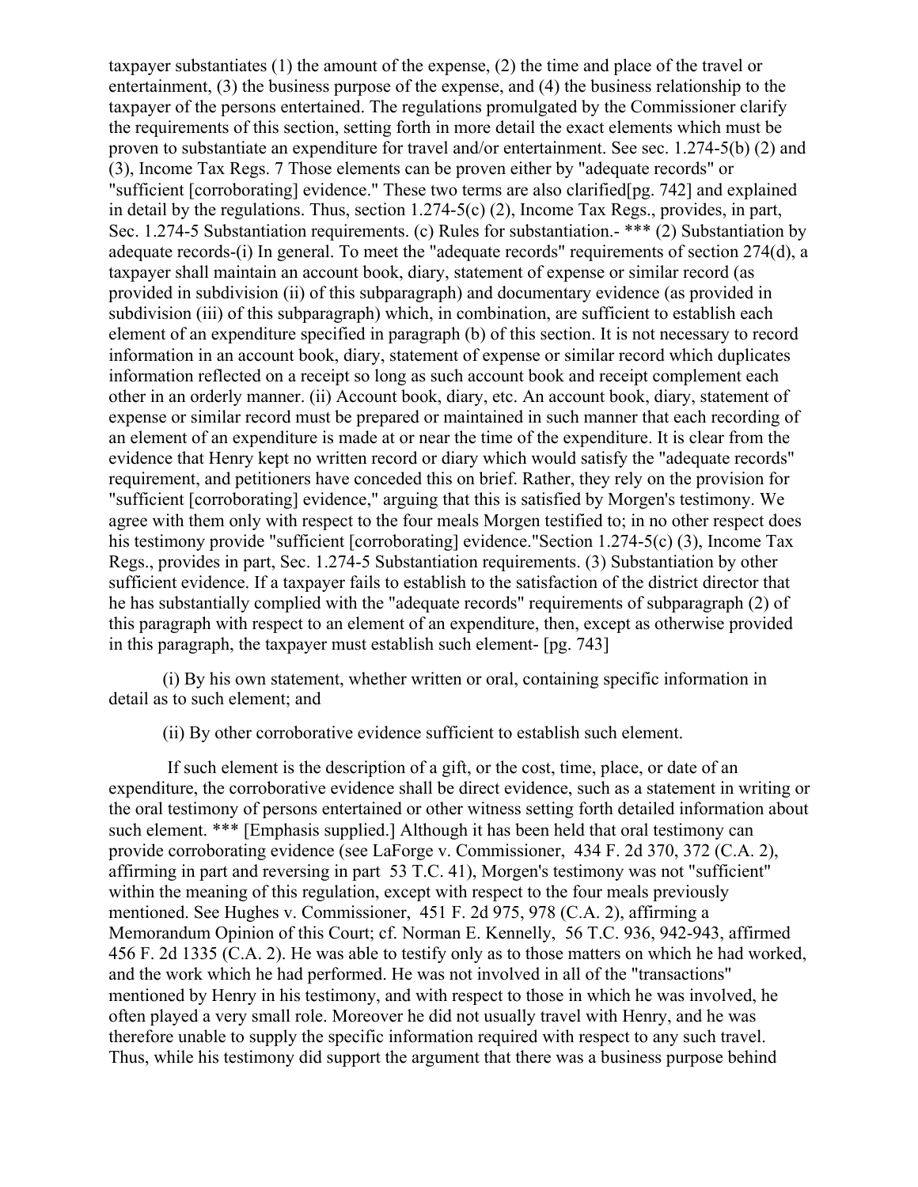taxpayer substantiates (1) the amount of the expense, (2) the time and place of the travel or entertainment, (3) the business purpose of the expense, and (4) the business relationship to the taxpayer of the persons entertained. The regulations promulgated by the Commissioner clarify the requirements of this section, setting forth in more detail the exact elements which must be proven to substantiate an expenditure for travel and/or entertainment. See sec. 1.274-5(b) (2) and (3), Income Tax Regs. 7 Those elements can be proven either by "adequate records" or "sufficient [corroborating] evidence." These two terms are also clarified[pg. 742] and explained in detail by the regulations. Thus, section 1.274-5(c) (2), Income Tax Regs., provides, in part, Sec. 1.274-5 Substantiation requirements. (c) Rules for substantiation.- *** (2) Substantiation by adequate records-(i) In general. To meet the "adequate records" requirements of section 274(d), a taxpayer shall maintain an account book, diary, statement of expense or similar record (as provided in subdivision (ii) of this subparagraph) and documentary evidence (as provided in subdivision (iii) of this subparagraph) which, in combination, are sufficient to establish each element of an expenditure specified in paragraph (b) of this section. It is not necessary to record information in an account book, diary, statement of expense or similar record which duplicates information reflected on a receipt so long as such account book and receipt complement each other in an orderly manner. (ii) Account book, diary, etc. An account book, diary, statement of expense or similar record must be prepared or maintained in such manner that each recording of an element of an expenditure is made at or near the time of the expenditure. It is clear from the evidence that Henry kept no written record or diary which would satisfy the "adequate records" requirement, and petitioners have conceded this on brief. Rather, they rely on the provision for "sufficient [corroborating] evidence," arguing that this is satisfied by Morgen's testimony. We agree with them only with respect to the four meals Morgen testified to; in no other respect does his testimony provide "sufficient [corroborating] evidence."Section 1.274-5(c) (3), Income Tax Regs., provides in part, Sec. 1.274-5 Substantiation requirements. (3) Substantiation by other sufficient evidence. If a taxpayer fails to establish to the satisfaction of the district director that he has substantially complied with the "adequate records" requirements of subparagraph (2) of this paragraph with respect to an element of an expenditure, then, except as otherwise provided in this paragraph, the taxpayer must establish such element- [pg. 743]

(i) By his own statement, whether written or oral, containing specific information in detail as to such element; and

(ii) By other corroborative evidence sufficient to establish such element.

If such element is the description of a gift, or the cost, time, place, or date of an expenditure, the corroborative evidence shall be direct evidence, such as a statement in writing or the oral testimony of persons entertained or other witness setting forth detailed information about such element. *** [Emphasis supplied.] Although it has been held that oral testimony can provide corroborating evidence (see LaForge v. Commissioner, 434 F. 2d 370, 372 (C.A. 2), affirming in part and reversing in part 53 T.C. 41), Morgen's testimony was not "sufficient" within the meaning of this regulation, except with respect to the four meals previously mentioned. See Hughes v. Commissioner, 451 F. 2d 975, 978 (C.A. 2), affirming a Memorandum Opinion of this Court; cf. Norman E. Kennelly, 56 T.C. 936, 942-943, affirmed 456 F. 2d 1335 (C.A. 2). He was able to testify only as to those matters on which he had worked, and the work which he had performed. He was not involved in all of the "transactions" mentioned by Henry in his testimony, and with respect to those in which he was involved, he often played a very small role. Moreover he did not usually travel with Henry, and he was therefore unable to supply the specific information required with respect to any such travel. Thus, while his testimony did support the argument that there was a business purpose behind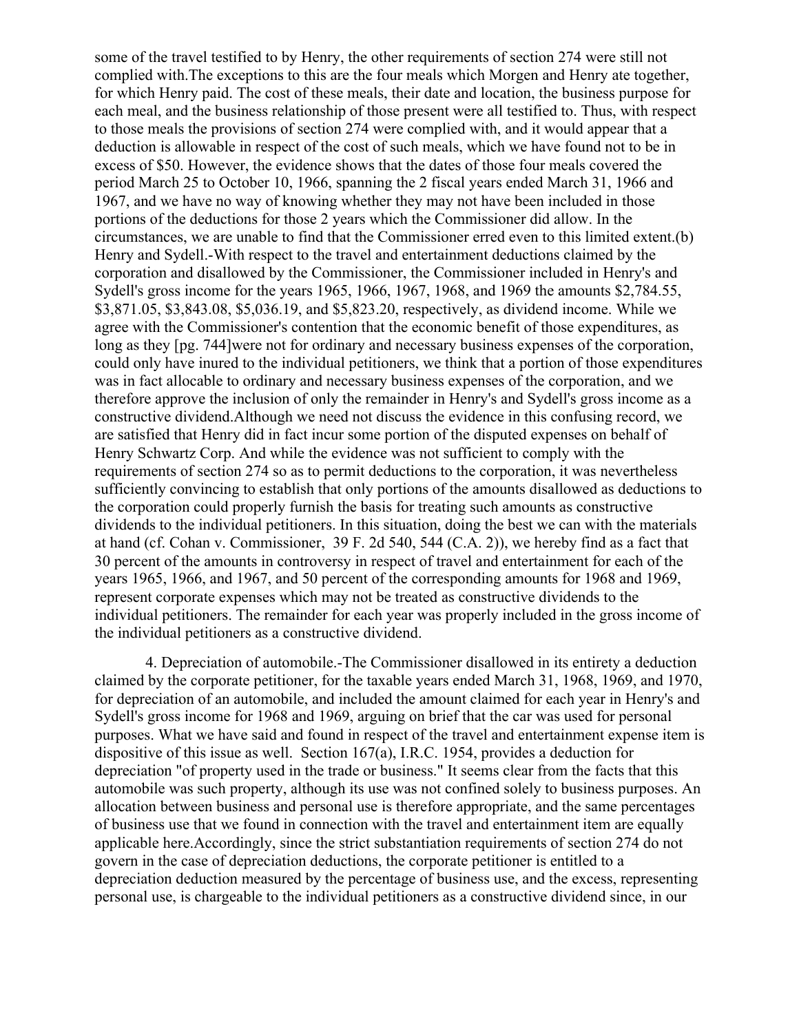some of the travel testified to by Henry, the other requirements of section 274 were still not complied with.The exceptions to this are the four meals which Morgen and Henry ate together, for which Henry paid. The cost of these meals, their date and location, the business purpose for each meal, and the business relationship of those present were all testified to. Thus, with respect to those meals the provisions of section 274 were complied with, and it would appear that a deduction is allowable in respect of the cost of such meals, which we have found not to be in excess of $50. However, the evidence shows that the dates of those four meals covered the period March 25 to October 10, 1966, spanning the 2 fiscal years ended March 31, 1966 and 1967, and we have no way of knowing whether they may not have been included in those portions of the deductions for those 2 years which the Commissioner did allow. In the circumstances, we are unable to find that the Commissioner erred even to this limited extent.(b) Henry and Sydell.-With respect to the travel and entertainment deductions claimed by the corporation and disallowed by the Commissioner, the Commissioner included in Henry's and Sydell's gross income for the years 1965, 1966, 1967, 1968, and 1969 the amounts $2,784.55, $3,871.05, $3,843.08, $5,036.19, and $5,823.20, respectively, as dividend income. While we agree with the Commissioner's contention that the economic benefit of those expenditures, as long as they [pg. 744]were not for ordinary and necessary business expenses of the corporation, could only have inured to the individual petitioners, we think that a portion of those expenditures was in fact allocable to ordinary and necessary business expenses of the corporation, and we therefore approve the inclusion of only the remainder in Henry's and Sydell's gross income as a constructive dividend.Although we need not discuss the evidence in this confusing record, we are satisfied that Henry did in fact incur some portion of the disputed expenses on behalf of Henry Schwartz Corp. And while the evidence was not sufficient to comply with the requirements of section 274 so as to permit deductions to the corporation, it was nevertheless sufficiently convincing to establish that only portions of the amounts disallowed as deductions to the corporation could properly furnish the basis for treating such amounts as constructive dividends to the individual petitioners. In this situation, doing the best we can with the materials at hand (cf. Cohan v. Commissioner, 39 F. 2d 540, 544 (C.A. 2)), we hereby find as a fact that 30 percent of the amounts in controversy in respect of travel and entertainment for each of the years 1965, 1966, and 1967, and 50 percent of the corresponding amounts for 1968 and 1969, represent corporate expenses which may not be treated as constructive dividends to the individual petitioners. The remainder for each year was properly included in the gross income of the individual petitioners as a constructive dividend.

4. Depreciation of automobile.-The Commissioner disallowed in its entirety a deduction claimed by the corporate petitioner, for the taxable years ended March 31, 1968, 1969, and 1970, for depreciation of an automobile, and included the amount claimed for each year in Henry's and Sydell's gross income for 1968 and 1969, arguing on brief that the car was used for personal purposes. What we have said and found in respect of the travel and entertainment expense item is dispositive of this issue as well. Section 167(a), I.R.C. 1954, provides a deduction for depreciation "of property used in the trade or business." It seems clear from the facts that this automobile was such property, although its use was not confined solely to business purposes. An allocation between business and personal use is therefore appropriate, and the same percentages of business use that we found in connection with the travel and entertainment item are equally applicable here.Accordingly, since the strict substantiation requirements of section 274 do not govern in the case of depreciation deductions, the corporate petitioner is entitled to a depreciation deduction measured by the percentage of business use, and the excess, representing personal use, is chargeable to the individual petitioners as a constructive dividend since, in our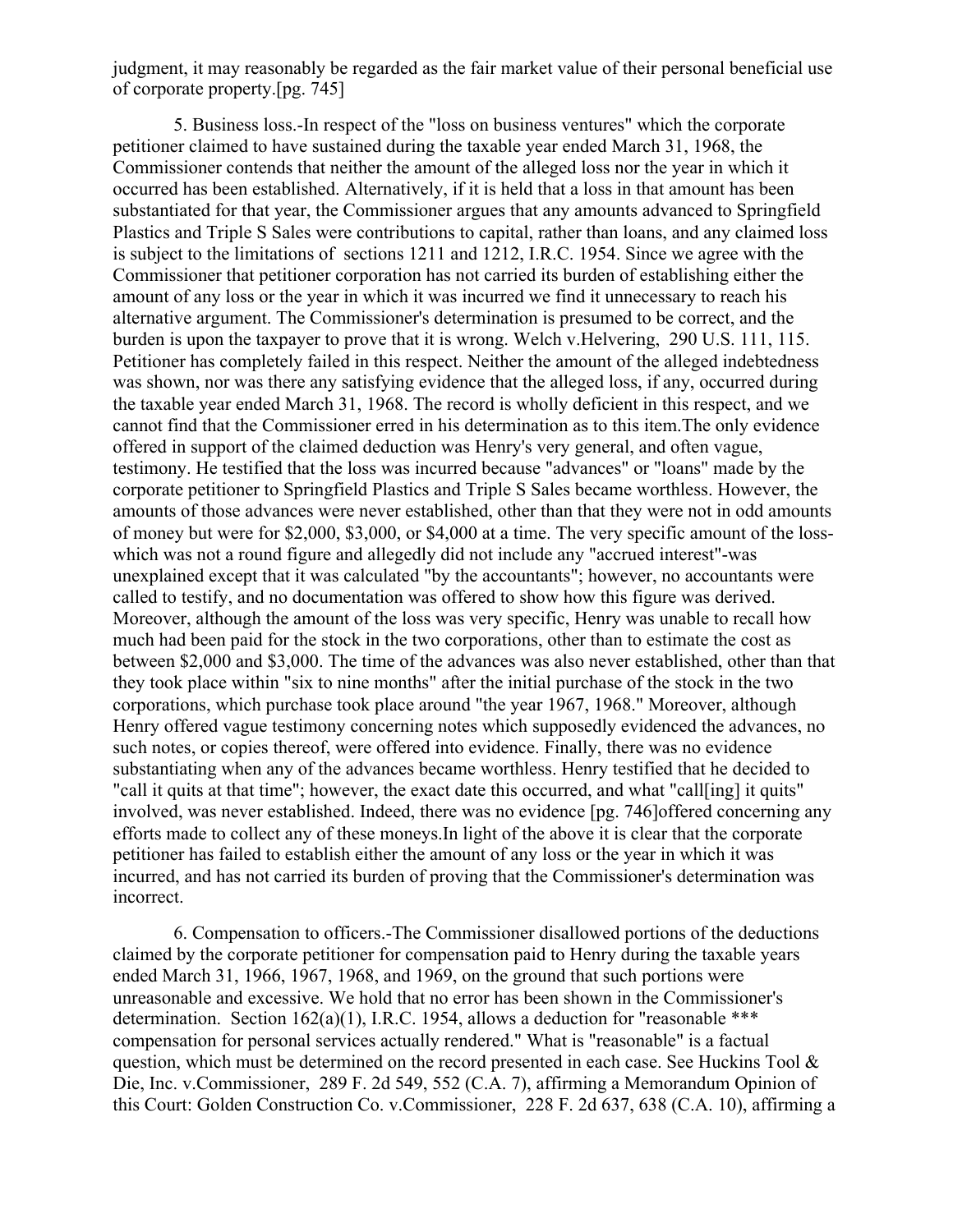judgment, it may reasonably be regarded as the fair market value of their personal beneficial use of corporate property.[pg. 745]

5. Business loss.-In respect of the "loss on business ventures" which the corporate petitioner claimed to have sustained during the taxable year ended March 31, 1968, the Commissioner contends that neither the amount of the alleged loss nor the year in which it occurred has been established. Alternatively, if it is held that a loss in that amount has been substantiated for that year, the Commissioner argues that any amounts advanced to Springfield Plastics and Triple S Sales were contributions to capital, rather than loans, and any claimed loss is subject to the limitations of sections 1211 and 1212, I.R.C. 1954. Since we agree with the Commissioner that petitioner corporation has not carried its burden of establishing either the amount of any loss or the year in which it was incurred we find it unnecessary to reach his alternative argument. The Commissioner's determination is presumed to be correct, and the burden is upon the taxpayer to prove that it is wrong. Welch v.Helvering, 290 U.S. 111, 115. Petitioner has completely failed in this respect. Neither the amount of the alleged indebtedness was shown, nor was there any satisfying evidence that the alleged loss, if any, occurred during the taxable year ended March 31, 1968. The record is wholly deficient in this respect, and we cannot find that the Commissioner erred in his determination as to this item.The only evidence offered in support of the claimed deduction was Henry's very general, and often vague, testimony. He testified that the loss was incurred because "advances" or "loans" made by the corporate petitioner to Springfield Plastics and Triple S Sales became worthless. However, the amounts of those advances were never established, other than that they were not in odd amounts of money but were for $2,000, $3,000, or $4,000 at a time. The very specific amount of the loss-which was not a round figure and allegedly did not include any "accrued interest"-was unexplained except that it was calculated "by the accountants"; however, no accountants were called to testify, and no documentation was offered to show how this figure was derived. Moreover, although the amount of the loss was very specific, Henry was unable to recall how much had been paid for the stock in the two corporations, other than to estimate the cost as between $2,000 and $3,000. The time of the advances was also never established, other than that they took place within "six to nine months" after the initial purchase of the stock in the two corporations, which purchase took place around "the year 1967, 1968." Moreover, although Henry offered vague testimony concerning notes which supposedly evidenced the advances, no such notes, or copies thereof, were offered into evidence. Finally, there was no evidence substantiating when any of the advances became worthless. Henry testified that he decided to "call it quits at that time"; however, the exact date this occurred, and what "call[ing] it quits" involved, was never established. Indeed, there was no evidence [pg. 746]offered concerning any efforts made to collect any of these moneys.In light of the above it is clear that the corporate petitioner has failed to establish either the amount of any loss or the year in which it was incurred, and has not carried its burden of proving that the Commissioner's determination was incorrect.

6. Compensation to officers.-The Commissioner disallowed portions of the deductions claimed by the corporate petitioner for compensation paid to Henry during the taxable years ended March 31, 1966, 1967, 1968, and 1969, on the ground that such portions were unreasonable and excessive. We hold that no error has been shown in the Commissioner's determination. Section 162(a)(1), I.R.C. 1954, allows a deduction for "reasonable *** compensation for personal services actually rendered." What is "reasonable" is a factual question, which must be determined on the record presented in each case. See Huckins Tool & Die, Inc. v.Commissioner, 289 F. 2d 549, 552 (C.A. 7), affirming a Memorandum Opinion of this Court: Golden Construction Co. v.Commissioner, 228 F. 2d 637, 638 (C.A. 10), affirming a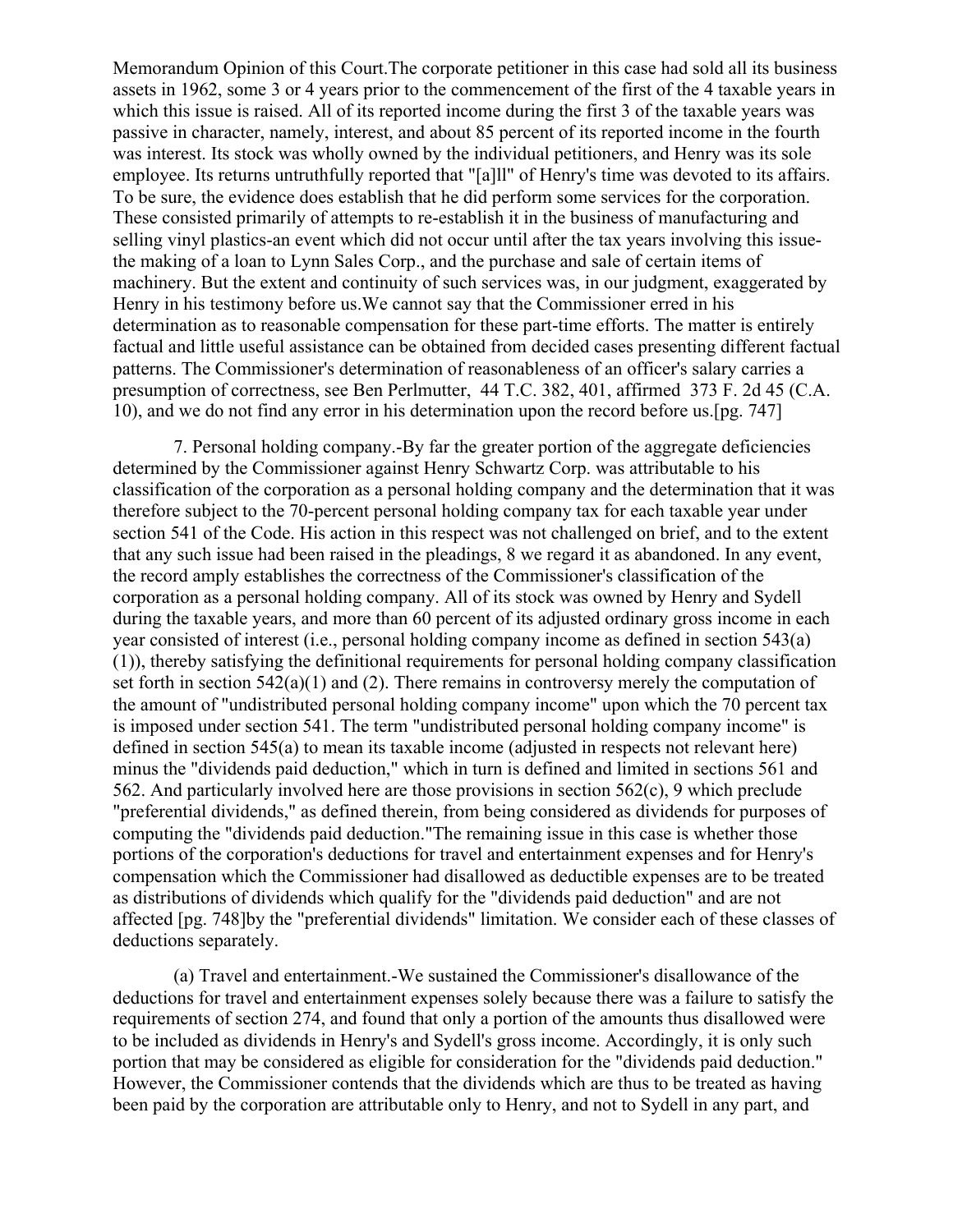Memorandum Opinion of this Court.The corporate petitioner in this case had sold all its business assets in 1962, some 3 or 4 years prior to the commencement of the first of the 4 taxable years in which this issue is raised. All of its reported income during the first 3 of the taxable years was passive in character, namely, interest, and about 85 percent of its reported income in the fourth was interest. Its stock was wholly owned by the individual petitioners, and Henry was its sole employee. Its returns untruthfully reported that "[a]ll" of Henry's time was devoted to its affairs. To be sure, the evidence does establish that he did perform some services for the corporation. These consisted primarily of attempts to re-establish it in the business of manufacturing and selling vinyl plastics-an event which did not occur until after the tax years involving this issue-the making of a loan to Lynn Sales Corp., and the purchase and sale of certain items of machinery. But the extent and continuity of such services was, in our judgment, exaggerated by Henry in his testimony before us.We cannot say that the Commissioner erred in his determination as to reasonable compensation for these part-time efforts. The matter is entirely factual and little useful assistance can be obtained from decided cases presenting different factual patterns. The Commissioner's determination of reasonableness of an officer's salary carries a presumption of correctness, see Ben Perlmutter, 44 T.C. 382, 401, affirmed 373 F. 2d 45 (C.A. 10), and we do not find any error in his determination upon the record before us.[pg. 747]

7. Personal holding company.-By far the greater portion of the aggregate deficiencies determined by the Commissioner against Henry Schwartz Corp. was attributable to his classification of the corporation as a personal holding company and the determination that it was therefore subject to the 70-percent personal holding company tax for each taxable year under section 541 of the Code. His action in this respect was not challenged on brief, and to the extent that any such issue had been raised in the pleadings, 8 we regard it as abandoned. In any event, the record amply establishes the correctness of the Commissioner's classification of the corporation as a personal holding company. All of its stock was owned by Henry and Sydell during the taxable years, and more than 60 percent of its adjusted ordinary gross income in each year consisted of interest (i.e., personal holding company income as defined in section 543(a)(1)), thereby satisfying the definitional requirements for personal holding company classification set forth in section 542(a)(1) and (2). There remains in controversy merely the computation of the amount of "undistributed personal holding company income" upon which the 70 percent tax is imposed under section 541. The term "undistributed personal holding company income" is defined in section 545(a) to mean its taxable income (adjusted in respects not relevant here) minus the "dividends paid deduction," which in turn is defined and limited in sections 561 and 562. And particularly involved here are those provisions in section 562(c), 9 which preclude "preferential dividends," as defined therein, from being considered as dividends for purposes of computing the "dividends paid deduction."The remaining issue in this case is whether those portions of the corporation's deductions for travel and entertainment expenses and for Henry's compensation which the Commissioner had disallowed as deductible expenses are to be treated as distributions of dividends which qualify for the "dividends paid deduction" and are not affected [pg. 748]by the "preferential dividends" limitation. We consider each of these classes of deductions separately.

(a) Travel and entertainment.-We sustained the Commissioner's disallowance of the deductions for travel and entertainment expenses solely because there was a failure to satisfy the requirements of section 274, and found that only a portion of the amounts thus disallowed were to be included as dividends in Henry's and Sydell's gross income. Accordingly, it is only such portion that may be considered as eligible for consideration for the "dividends paid deduction." However, the Commissioner contends that the dividends which are thus to be treated as having been paid by the corporation are attributable only to Henry, and not to Sydell in any part, and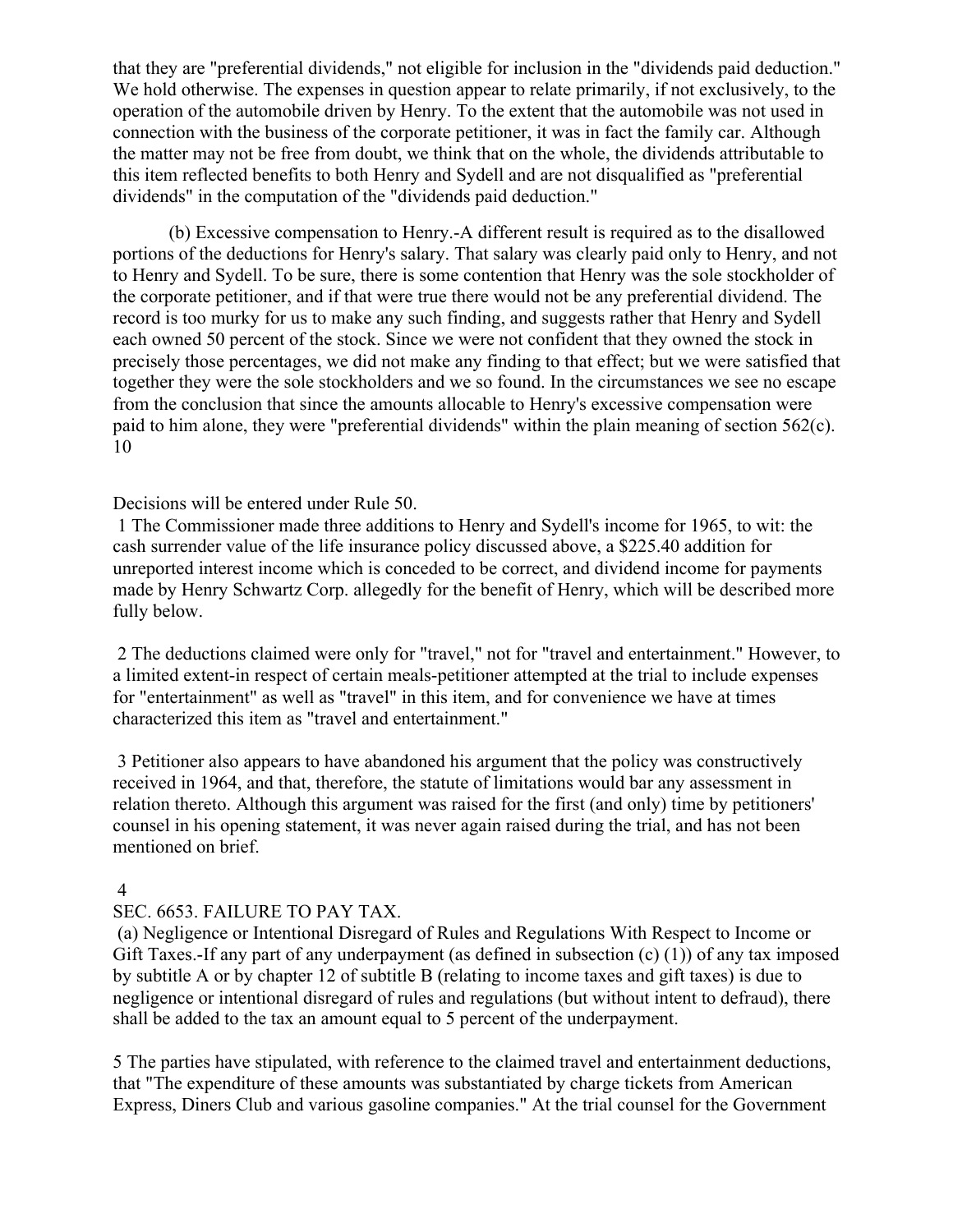that they are "preferential dividends," not eligible for inclusion in the "dividends paid deduction." We hold otherwise. The expenses in question appear to relate primarily, if not exclusively, to the operation of the automobile driven by Henry. To the extent that the automobile was not used in connection with the business of the corporate petitioner, it was in fact the family car. Although the matter may not be free from doubt, we think that on the whole, the dividends attributable to this item reflected benefits to both Henry and Sydell and are not disqualified as "preferential dividends" in the computation of the "dividends paid deduction."

(b) Excessive compensation to Henry.-A different result is required as to the disallowed portions of the deductions for Henry's salary. That salary was clearly paid only to Henry, and not to Henry and Sydell. To be sure, there is some contention that Henry was the sole stockholder of the corporate petitioner, and if that were true there would not be any preferential dividend. The record is too murky for us to make any such finding, and suggests rather that Henry and Sydell each owned 50 percent of the stock. Since we were not confident that they owned the stock in precisely those percentages, we did not make any finding to that effect; but we were satisfied that together they were the sole stockholders and we so found. In the circumstances we see no escape from the conclusion that since the amounts allocable to Henry's excessive compensation were paid to him alone, they were "preferential dividends" within the plain meaning of section 562(c). 10

Decisions will be entered under Rule 50.

1 The Commissioner made three additions to Henry and Sydell's income for 1965, to wit: the cash surrender value of the life insurance policy discussed above, a $225.40 addition for unreported interest income which is conceded to be correct, and dividend income for payments made by Henry Schwartz Corp. allegedly for the benefit of Henry, which will be described more fully below.

2 The deductions claimed were only for "travel," not for "travel and entertainment." However, to a limited extent-in respect of certain meals-petitioner attempted at the trial to include expenses for "entertainment" as well as "travel" in this item, and for convenience we have at times characterized this item as "travel and entertainment."

3 Petitioner also appears to have abandoned his argument that the policy was constructively received in 1964, and that, therefore, the statute of limitations would bar any assessment in relation thereto. Although this argument was raised for the first (and only) time by petitioners' counsel in his opening statement, it was never again raised during the trial, and has not been mentioned on brief.

4

SEC. 6653. FAILURE TO PAY TAX.

(a) Negligence or Intentional Disregard of Rules and Regulations With Respect to Income or Gift Taxes.-If any part of any underpayment (as defined in subsection (c) (1)) of any tax imposed by subtitle A or by chapter 12 of subtitle B (relating to income taxes and gift taxes) is due to negligence or intentional disregard of rules and regulations (but without intent to defraud), there shall be added to the tax an amount equal to 5 percent of the underpayment.

5 The parties have stipulated, with reference to the claimed travel and entertainment deductions, that "The expenditure of these amounts was substantiated by charge tickets from American Express, Diners Club and various gasoline companies." At the trial counsel for the Government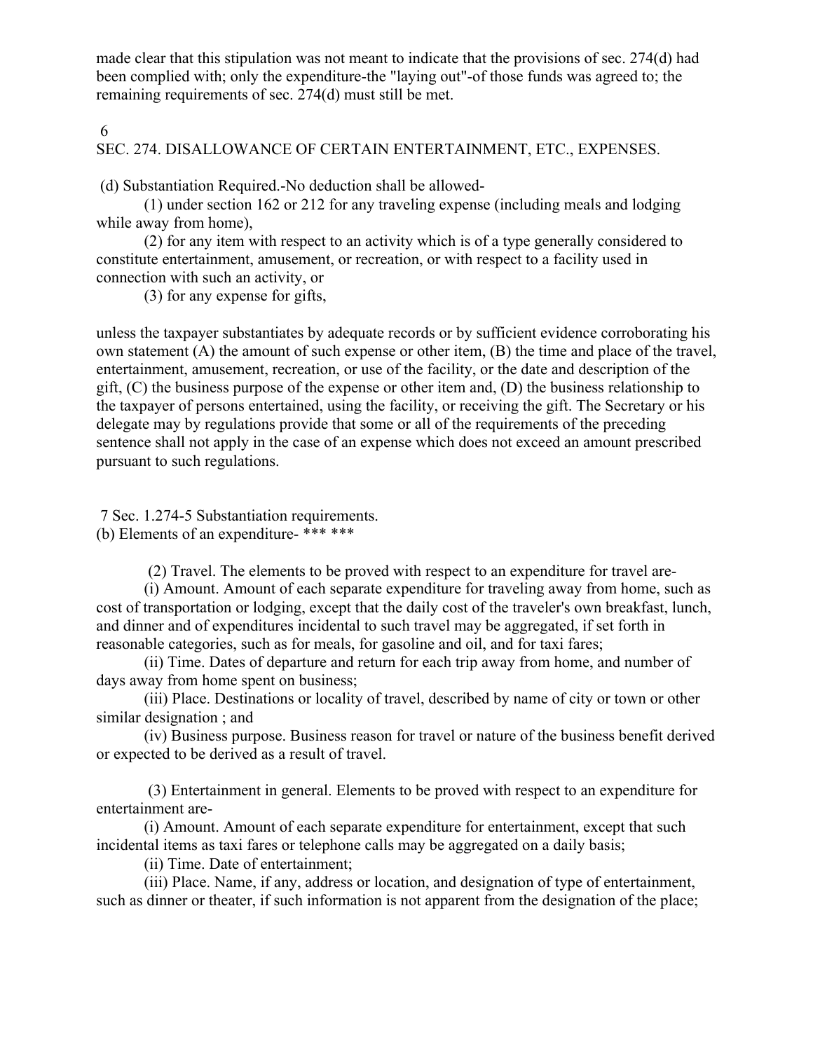made clear that this stipulation was not meant to indicate that the provisions of sec. 274(d) had been complied with; only the expenditure-the "laying out"-of those funds was agreed to; the remaining requirements of sec. 274(d) must still be met.

6

SEC. 274. DISALLOWANCE OF CERTAIN ENTERTAINMENT, ETC., EXPENSES.

(d) Substantiation Required.-No deduction shall be allowed-

(1) under section 162 or 212 for any traveling expense (including meals and lodging while away from home),

(2) for any item with respect to an activity which is of a type generally considered to constitute entertainment, amusement, or recreation, or with respect to a facility used in connection with such an activity, or

(3) for any expense for gifts,

unless the taxpayer substantiates by adequate records or by sufficient evidence corroborating his own statement (A) the amount of such expense or other item, (B) the time and place of the travel, entertainment, amusement, recreation, or use of the facility, or the date and description of the gift, (C) the business purpose of the expense or other item and, (D) the business relationship to the taxpayer of persons entertained, using the facility, or receiving the gift. The Secretary or his delegate may by regulations provide that some or all of the requirements of the preceding sentence shall not apply in the case of an expense which does not exceed an amount prescribed pursuant to such regulations.

7 Sec. 1.274-5 Substantiation requirements.

(b) Elements of an expenditure- *** ***

(2) Travel. The elements to be proved with respect to an expenditure for travel are-

(i) Amount. Amount of each separate expenditure for traveling away from home, such as cost of transportation or lodging, except that the daily cost of the traveler's own breakfast, lunch, and dinner and of expenditures incidental to such travel may be aggregated, if set forth in reasonable categories, such as for meals, for gasoline and oil, and for taxi fares;

(ii) Time. Dates of departure and return for each trip away from home, and number of days away from home spent on business;

(iii) Place. Destinations or locality of travel, described by name of city or town or other similar designation ; and

(iv) Business purpose. Business reason for travel or nature of the business benefit derived or expected to be derived as a result of travel.

(3) Entertainment in general. Elements to be proved with respect to an expenditure for entertainment are-

(i) Amount. Amount of each separate expenditure for entertainment, except that such incidental items as taxi fares or telephone calls may be aggregated on a daily basis;

(ii) Time. Date of entertainment;

(iii) Place. Name, if any, address or location, and designation of type of entertainment, such as dinner or theater, if such information is not apparent from the designation of the place;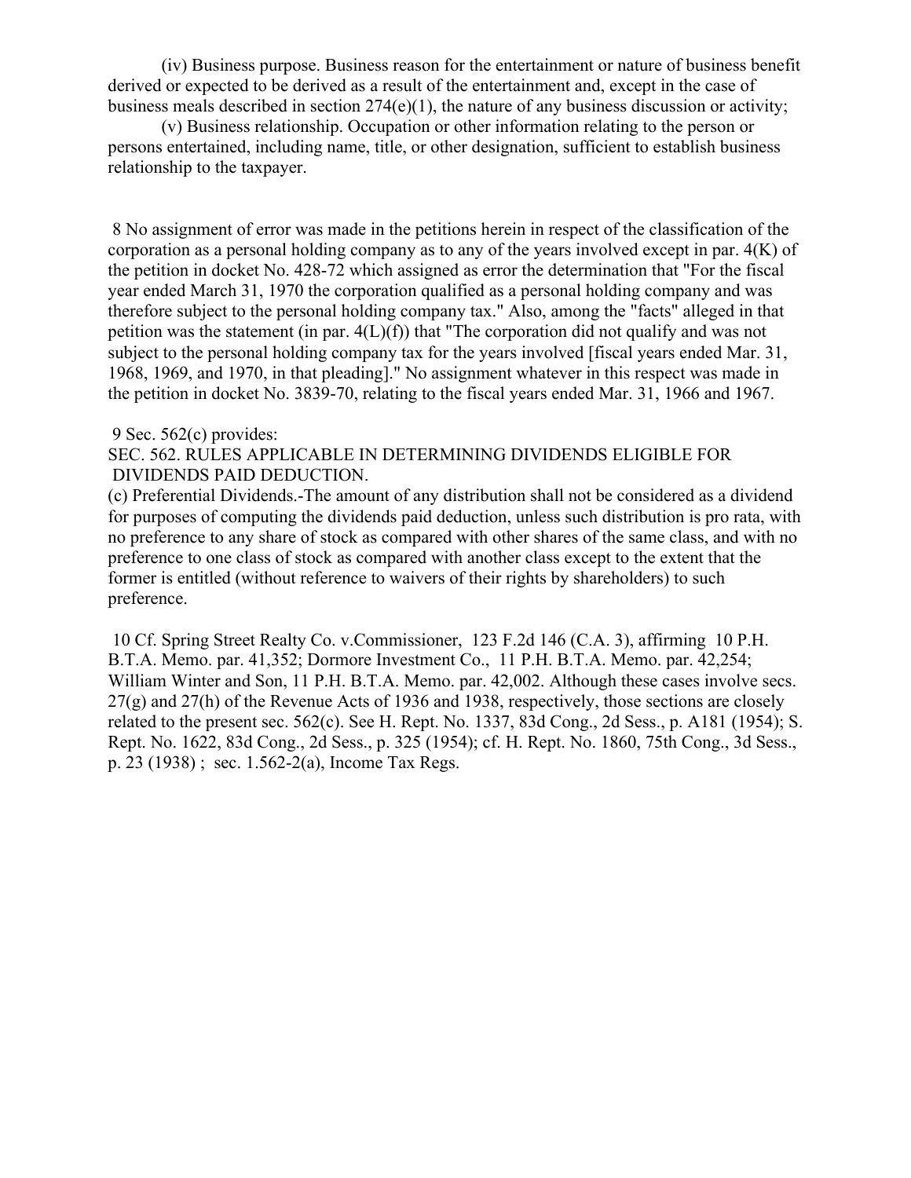(iv) Business purpose. Business reason for the entertainment or nature of business benefit derived or expected to be derived as a result of the entertainment and, except in the case of business meals described in section 274(e)(1), the nature of any business discussion or activity;

(v) Business relationship. Occupation or other information relating to the person or persons entertained, including name, title, or other designation, sufficient to establish business relationship to the taxpayer.

8 No assignment of error was made in the petitions herein in respect of the classification of the corporation as a personal holding company as to any of the years involved except in par. 4(K) of the petition in docket No. 428-72 which assigned as error the determination that "For the fiscal year ended March 31, 1970 the corporation qualified as a personal holding company and was therefore subject to the personal holding company tax." Also, among the "facts" alleged in that petition was the statement (in par. 4(L)(f)) that "The corporation did not qualify and was not subject to the personal holding company tax for the years involved [fiscal years ended Mar. 31, 1968, 1969, and 1970, in that pleading]." No assignment whatever in this respect was made in the petition in docket No. 3839-70, relating to the fiscal years ended Mar. 31, 1966 and 1967.

9 Sec. 562(c) provides:

SEC. 562. RULES APPLICABLE IN DETERMINING DIVIDENDS ELIGIBLE FOR DIVIDENDS PAID DEDUCTION.

(c) Preferential Dividends.-The amount of any distribution shall not be considered as a dividend for purposes of computing the dividends paid deduction, unless such distribution is pro rata, with no preference to any share of stock as compared with other shares of the same class, and with no preference to one class of stock as compared with another class except to the extent that the former is entitled (without reference to waivers of their rights by shareholders) to such preference.

10 Cf. Spring Street Realty Co. v.Commissioner, 123 F.2d 146 (C.A. 3), affirming 10 P.H. B.T.A. Memo. par. 41,352; Dormore Investment Co., 11 P.H. B.T.A. Memo. par. 42,254; William Winter and Son, 11 P.H. B.T.A. Memo. par. 42,002. Although these cases involve secs. 27(g) and 27(h) of the Revenue Acts of 1936 and 1938, respectively, those sections are closely related to the present sec. 562(c). See H. Rept. No. 1337, 83d Cong., 2d Sess., p. A181 (1954); S. Rept. No. 1622, 83d Cong., 2d Sess., p. 325 (1954); cf. H. Rept. No. 1860, 75th Cong., 3d Sess., p. 23 (1938) ; sec. 1.562-2(a), Income Tax Regs.